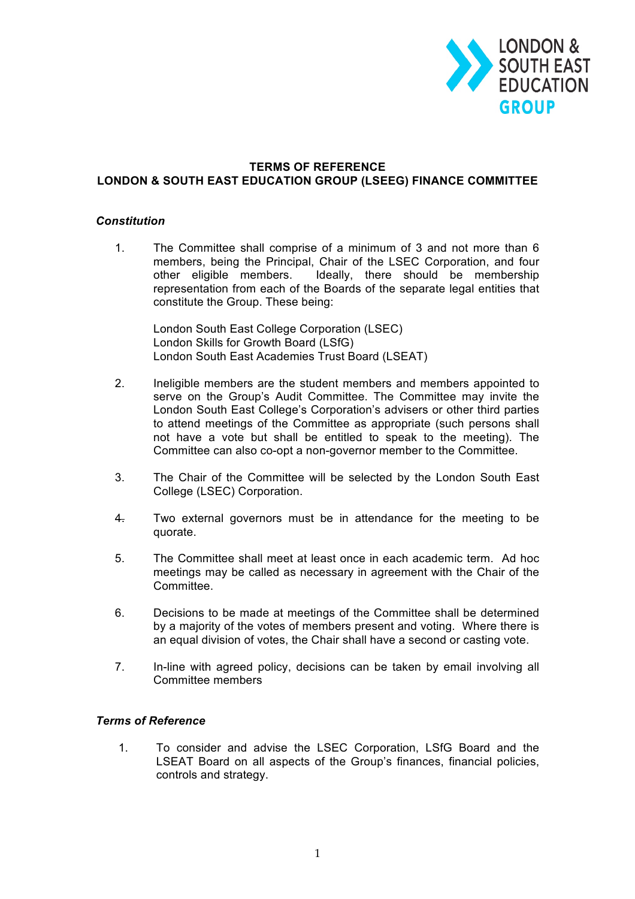LONDON & SOUTH EAST EDUCATION GROUP

## TERMS OF REFERENCE
## LONDON & SOUTH EAST EDUCATION GROUP (LSEEG) FINANCE COMMITTEE

### *Constitution*

1. The Committee shall comprise of a minimum of 3 and not more than 6 members, being the Principal, Chair of the LSEC Corporation, and four other eligible members. Ideally, there should be membership representation from each of the Boards of the separate legal entities that constitute the Group. These being:

   London South East College Corporation (LSEC)
   London Skills for Growth Board (LSfG)
   London South East Academies Trust Board (LSEAT)

2. Ineligible members are the student members and members appointed to serve on the Group's Audit Committee. The Committee may invite the London South East College's Corporation's advisers or other third parties to attend meetings of the Committee as appropriate (such persons shall not have a vote but shall be entitled to speak to the meeting). The Committee can also co-opt a non-governor member to the Committee.

3. The Chair of the Committee will be selected by the London South East College (LSEC) Corporation.

4. Two external governors must be in attendance for the meeting to be quorate.

5. The Committee shall meet at least once in each academic term. Ad hoc meetings may be called as necessary in agreement with the Chair of the Committee.

6. Decisions to be made at meetings of the Committee shall be determined by a majority of the votes of members present and voting. Where there is an equal division of votes, the Chair shall have a second or casting vote.

7. In-line with agreed policy, decisions can be taken by email involving all Committee members

### *Terms of Reference*

1. To consider and advise the LSEC Corporation, LSfG Board and the LSEAT Board on all aspects of the Group's finances, financial policies, controls and strategy.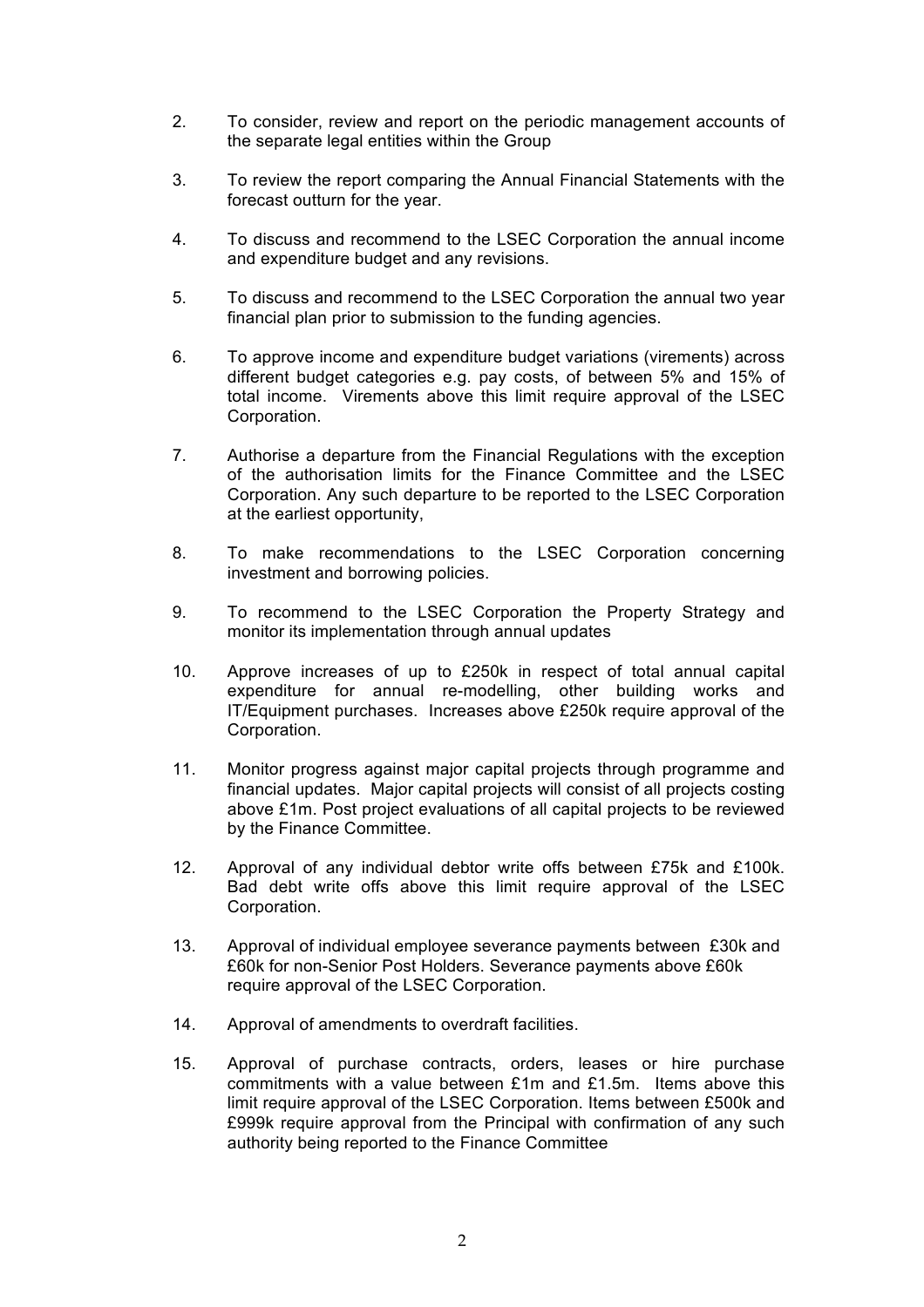2. To consider, review and report on the periodic management accounts of the separate legal entities within the Group

3. To review the report comparing the Annual Financial Statements with the forecast outturn for the year.

4. To discuss and recommend to the LSEC Corporation the annual income and expenditure budget and any revisions.

5. To discuss and recommend to the LSEC Corporation the annual two year financial plan prior to submission to the funding agencies.

6. To approve income and expenditure budget variations (virements) across different budget categories e.g. pay costs, of between 5% and 15% of total income. Virements above this limit require approval of the LSEC Corporation.

7. Authorise a departure from the Financial Regulations with the exception of the authorisation limits for the Finance Committee and the LSEC Corporation. Any such departure to be reported to the LSEC Corporation at the earliest opportunity,

8. To make recommendations to the LSEC Corporation concerning investment and borrowing policies.

9. To recommend to the LSEC Corporation the Property Strategy and monitor its implementation through annual updates

10. Approve increases of up to £250k in respect of total annual capital expenditure for annual re-modelling, other building works and IT/Equipment purchases. Increases above £250k require approval of the Corporation.

11. Monitor progress against major capital projects through programme and financial updates. Major capital projects will consist of all projects costing above £1m. Post project evaluations of all capital projects to be reviewed by the Finance Committee.

12. Approval of any individual debtor write offs between £75k and £100k. Bad debt write offs above this limit require approval of the LSEC Corporation.

13. Approval of individual employee severance payments between £30k and £60k for non-Senior Post Holders. Severance payments above £60k require approval of the LSEC Corporation.

14. Approval of amendments to overdraft facilities.

15. Approval of purchase contracts, orders, leases or hire purchase commitments with a value between £1m and £1.5m. Items above this limit require approval of the LSEC Corporation. Items between £500k and £999k require approval from the Principal with confirmation of any such authority being reported to the Finance Committee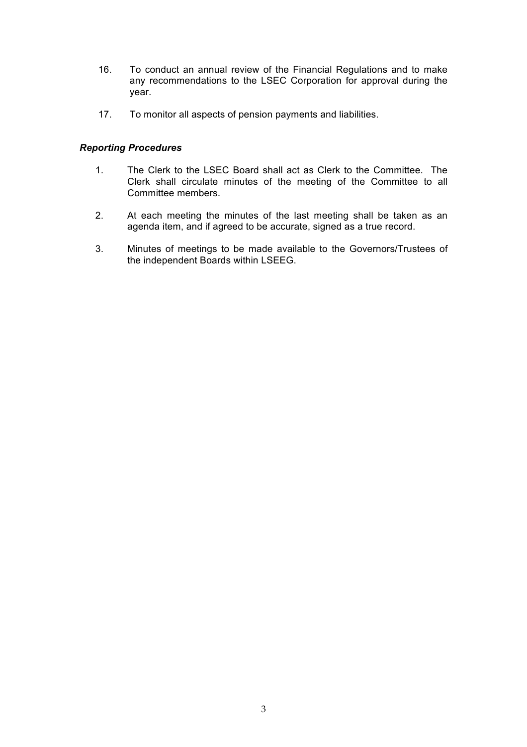16. To conduct an annual review of the Financial Regulations and to make any recommendations to the LSEC Corporation for approval during the year.

17. To monitor all aspects of pension payments and liabilities.

***Reporting Procedures***

1. The Clerk to the LSEC Board shall act as Clerk to the Committee. The Clerk shall circulate minutes of the meeting of the Committee to all Committee members.

2. At each meeting the minutes of the last meeting shall be taken as an agenda item, and if agreed to be accurate, signed as a true record.

3. Minutes of meetings to be made available to the Governors/Trustees of the independent Boards within LSEEG.